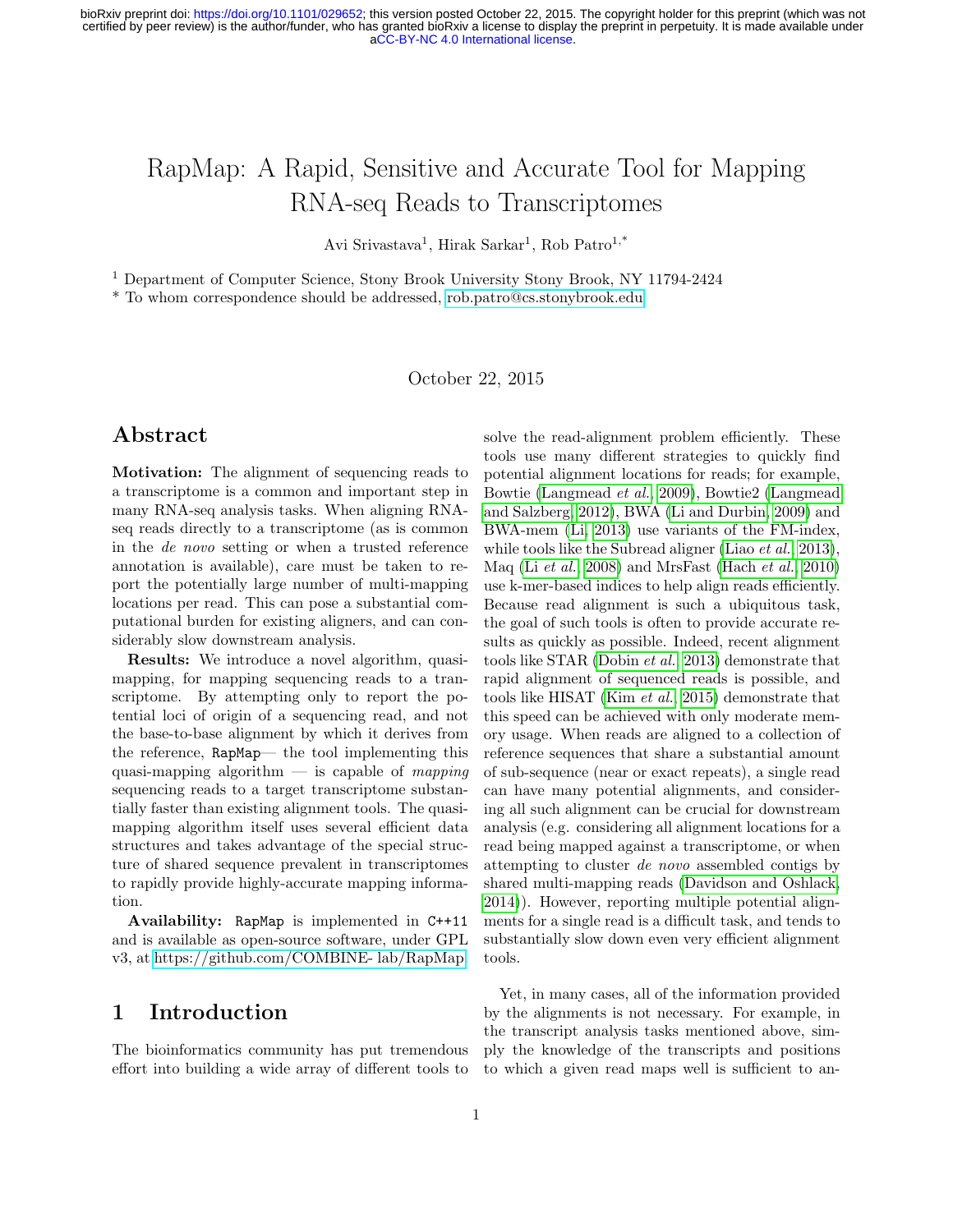# RapMap: A Rapid, Sensitive and Accurate Tool for Mapping RNA-seq Reads to Transcriptomes

Avi Srivastava[1], Hirak Sarkar[1], Rob Patro[1,*]

[1] Department of Computer Science, Stony Brook University Stony Brook, NY 11794-2424

[*] To whom correspondence should be addressed, rob.patro@cs.stonybrook.edu

October 22, 2015

## Abstract

**Motivation:** The alignment of sequencing reads to a transcriptome is a common and important step in many RNA-seq analysis tasks. When aligning RNA-seq reads directly to a transcriptome (as is common in the *de novo* setting or when a trusted reference annotation is available), care must be taken to report the potentially large number of multi-mapping locations per read. This can pose a substantial computational burden for existing aligners, and can considerably slow downstream analysis.

**Results:** We introduce a novel algorithm, quasi-mapping, for mapping sequencing reads to a transcriptome. By attempting only to report the potential loci of origin of a sequencing read, and not the base-to-base alignment by which it derives from the reference, RapMap— the tool implementing this quasi-mapping algorithm — is capable of *mapping* sequencing reads to a target transcriptome substantially faster than existing alignment tools. The quasi-mapping algorithm itself uses several efficient data structures and takes advantage of the special structure of shared sequence prevalent in transcriptomes to rapidly provide highly-accurate mapping information.

**Availability:** RapMap is implemented in C++11 and is available as open-source software, under GPL v3, at https://github.com/COMBINE- lab/RapMap

## 1 Introduction

The bioinformatics community has put tremendous effort into building a wide array of different tools to solve the read-alignment problem efficiently. These tools use many different strategies to quickly find potential alignment locations for reads; for example, Bowtie (Langmead *et al.*, 2009), Bowtie2 (Langmead and Salzberg, 2012), BWA (Li and Durbin, 2009) and BWA-mem (Li, 2013) use variants of the FM-index, while tools like the Subread aligner (Liao *et al.*, 2013), Maq (Li *et al.*, 2008) and MrsFast (Hach *et al.*, 2010) use k-mer-based indices to help align reads efficiently. Because read alignment is such a ubiquitous task, the goal of such tools is often to provide accurate results as quickly as possible. Indeed, recent alignment tools like STAR (Dobin *et al.*, 2013) demonstrate that rapid alignment of sequenced reads is possible, and tools like HISAT (Kim *et al.*, 2015) demonstrate that this speed can be achieved with only moderate memory usage. When reads are aligned to a collection of reference sequences that share a substantial amount of sub-sequence (near or exact repeats), a single read can have many potential alignments, and considering all such alignment can be crucial for downstream analysis (e.g. considering all alignment locations for a read being mapped against a transcriptome, or when attempting to cluster *de novo* assembled contigs by shared multi-mapping reads (Davidson and Oshlack, 2014)). However, reporting multiple potential alignments for a single read is a difficult task, and tends to substantially slow down even very efficient alignment tools.

Yet, in many cases, all of the information provided by the alignments is not necessary. For example, in the transcript analysis tasks mentioned above, simply the knowledge of the transcripts and positions to which a given read maps well is sufficient to an-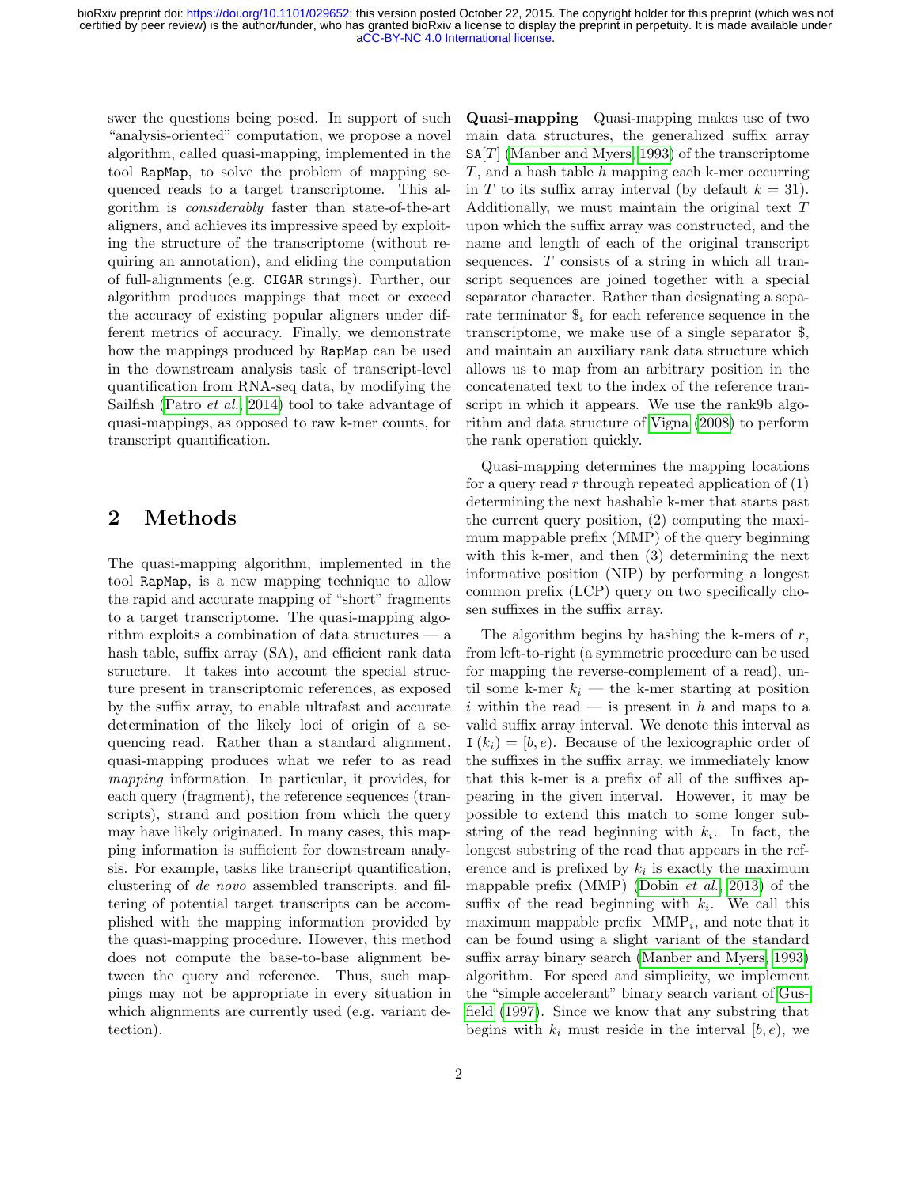swer the questions being posed. In support of such "analysis-oriented" computation, we propose a novel algorithm, called quasi-mapping, implemented in the tool `RapMap`, to solve the problem of mapping sequenced reads to a target transcriptome. This algorithm is *considerably* faster than state-of-the-art aligners, and achieves its impressive speed by exploiting the structure of the transcriptome (without requiring an annotation), and eliding the computation of full-alignments (e.g. `CIGAR` strings). Further, our algorithm produces mappings that meet or exceed the accuracy of existing popular aligners under different metrics of accuracy. Finally, we demonstrate how the mappings produced by `RapMap` can be used in the downstream analysis task of transcript-level quantification from RNA-seq data, by modifying the Sailfish (Patro *et al.*, 2014) tool to take advantage of quasi-mappings, as opposed to raw k-mer counts, for transcript quantification.

## 2 Methods

The quasi-mapping algorithm, implemented in the tool `RapMap`, is a new mapping technique to allow the rapid and accurate mapping of "short" fragments to a target transcriptome. The quasi-mapping algorithm exploits a combination of data structures — a hash table, suffix array (SA), and efficient rank data structure. It takes into account the special structure present in transcriptomic references, as exposed by the suffix array, to enable ultrafast and accurate determination of the likely loci of origin of a sequencing read. Rather than a standard alignment, quasi-mapping produces what we refer to as read *mapping* information. In particular, it provides, for each query (fragment), the reference sequences (transcripts), strand and position from which the query may have likely originated. In many cases, this mapping information is sufficient for downstream analysis. For example, tasks like transcript quantification, clustering of *de novo* assembled transcripts, and filtering of potential target transcripts can be accomplished with the mapping information provided by the quasi-mapping procedure. However, this method does not compute the base-to-base alignment between the query and reference. Thus, such mappings may not be appropriate in every situation in which alignments are currently used (e.g. variant detection).

**Quasi-mapping** Quasi-mapping makes use of two main data structures, the generalized suffix array $\mathtt{SA}[T]$ (Manber and Myers, 1993) of the transcriptome $T$, and a hash table $h$ mapping each k-mer occurring in $T$ to its suffix array interval (by default $k = 31$). Additionally, we must maintain the original text $T$ upon which the suffix array was constructed, and the name and length of each of the original transcript sequences. $T$ consists of a string in which all transcript sequences are joined together with a special separator character. Rather than designating a separate terminator $\$_i$ for each reference sequence in the transcriptome, we make use of a single separator \$, and maintain an auxiliary rank data structure which allows us to map from an arbitrary position in the concatenated text to the index of the reference transcript in which it appears. We use the rank9b algorithm and data structure of Vigna (2008) to perform the rank operation quickly.

Quasi-mapping determines the mapping locations for a query read $r$ through repeated application of (1) determining the next hashable k-mer that starts past the current query position, (2) computing the maximum mappable prefix (MMP) of the query beginning with this k-mer, and then (3) determining the next informative position (NIP) by performing a longest common prefix (LCP) query on two specifically chosen suffixes in the suffix array.

The algorithm begins by hashing the k-mers of $r$, from left-to-right (a symmetric procedure can be used for mapping the reverse-complement of a read), until some k-mer $k_i$ — the k-mer starting at position $i$ within the read — is present in $h$ and maps to a valid suffix array interval. We denote this interval as $\mathtt{I}(k_i) = [b, e)$. Because of the lexicographic order of the suffixes in the suffix array, we immediately know that this k-mer is a prefix of all of the suffixes appearing in the given interval. However, it may be possible to extend this match to some longer substring of the read beginning with $k_i$. In fact, the longest substring of the read that appears in the reference and is prefixed by $k_i$ is exactly the maximum mappable prefix (MMP) (Dobin *et al.*, 2013) of the suffix of the read beginning with $k_i$. We call this maximum mappable prefix $\text{MMP}_i$, and note that it can be found using a slight variant of the standard suffix array binary search (Manber and Myers, 1993) algorithm. For speed and simplicity, we implement the "simple accelerant" binary search variant of Gusfield (1997). Since we know that any substring that begins with $k_i$ must reside in the interval $[b, e)$, we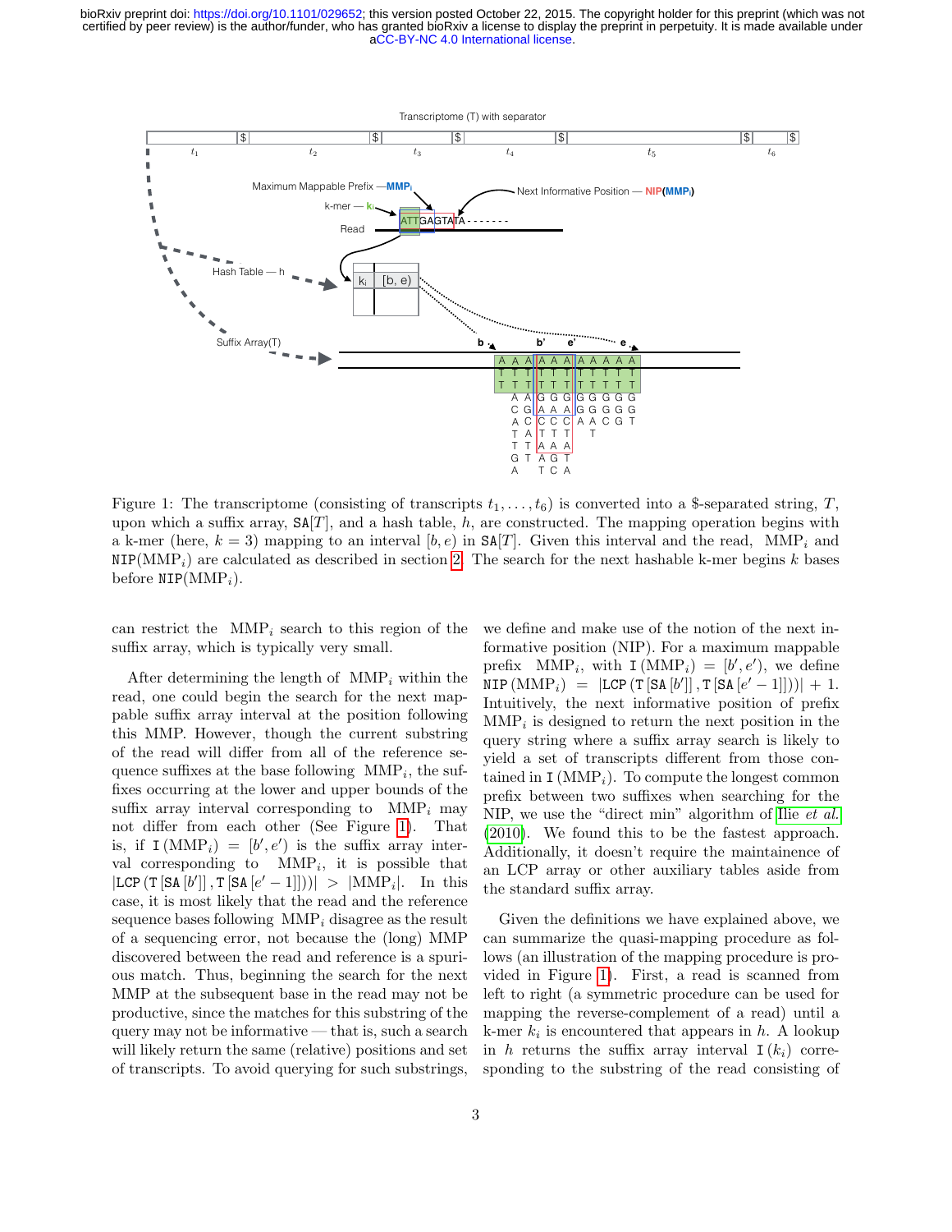Figure 1: The transcriptome (consisting of transcripts $t_1, \ldots, t_6$) is converted into a \$-separated string, $T$, upon which a suffix array, $\mathtt{SA}[T]$, and a hash table, $h$, are constructed. The mapping operation begins with a k-mer (here, $k = 3$) mapping to an interval $[b, e)$ in $\mathtt{SA}[T]$. Given this interval and the read, $\text{MMP}_i$ and $\mathtt{NIP}(\text{MMP}_i)$ are calculated as described in section 2. The search for the next hashable k-mer begins $k$ bases before $\mathtt{NIP}(\text{MMP}_i)$.

can restrict the $\text{MMP}_i$ search to this region of the suffix array, which is typically very small.

After determining the length of $\text{MMP}_i$ within the read, one could begin the search for the next mappable suffix array interval at the position following this MMP. However, though the current substring of the read will differ from all of the reference sequence suffixes at the base following $\text{MMP}_i$, the suffixes occurring at the lower and upper bounds of the suffix array interval corresponding to $\text{MMP}_i$ may not differ from each other (See Figure 1). That is, if $\mathtt{I}(\text{MMP}_i) = [b', e')$ is the suffix array interval corresponding to $\text{MMP}_i$, it is possible that $|\mathtt{LCP}(\mathtt{T}[\mathtt{SA}[b']], \mathtt{T}[\mathtt{SA}[e' - 1]])| > |\text{MMP}_i|$. In this case, it is most likely that the read and the reference sequence bases following $\text{MMP}_i$ disagree as the result of a sequencing error, not because the (long) MMP discovered between the read and reference is a spurious match. Thus, beginning the search for the next MMP at the subsequent base in the read may not be productive, since the matches for this substring of the query may not be informative — that is, such a search will likely return the same (relative) positions and set of transcripts. To avoid querying for such substrings, we define and make use of the notion of the next informative position (NIP). For a maximum mappable prefix $\text{MMP}_i$, with $\mathtt{I}(\text{MMP}_i) = [b', e')$, we define $\mathtt{NIP}(\text{MMP}_i) = |\mathtt{LCP}(\mathtt{T}[\mathtt{SA}[b']], \mathtt{T}[\mathtt{SA}[e' - 1]])| + 1$. Intuitively, the next informative position of prefix $\text{MMP}_i$ is designed to return the next position in the query string where a suffix array search is likely to yield a set of transcripts different from those contained in $\mathtt{I}(\text{MMP}_i)$. To compute the longest common prefix between two suffixes when searching for the NIP, we use the "direct min" algorithm of Ilie *et al.* (2010). We found this to be the fastest approach. Additionally, it doesn't require the maintainence of an LCP array or other auxiliary tables aside from the standard suffix array.

Given the definitions we have explained above, we can summarize the quasi-mapping procedure as follows (an illustration of the mapping procedure is provided in Figure 1). First, a read is scanned from left to right (a symmetric procedure can be used for mapping the reverse-complement of a read) until a k-mer $k_i$ is encountered that appears in $h$. A lookup in $h$ returns the suffix array interval $\mathtt{I}(k_i)$ corresponding to the substring of the read consisting of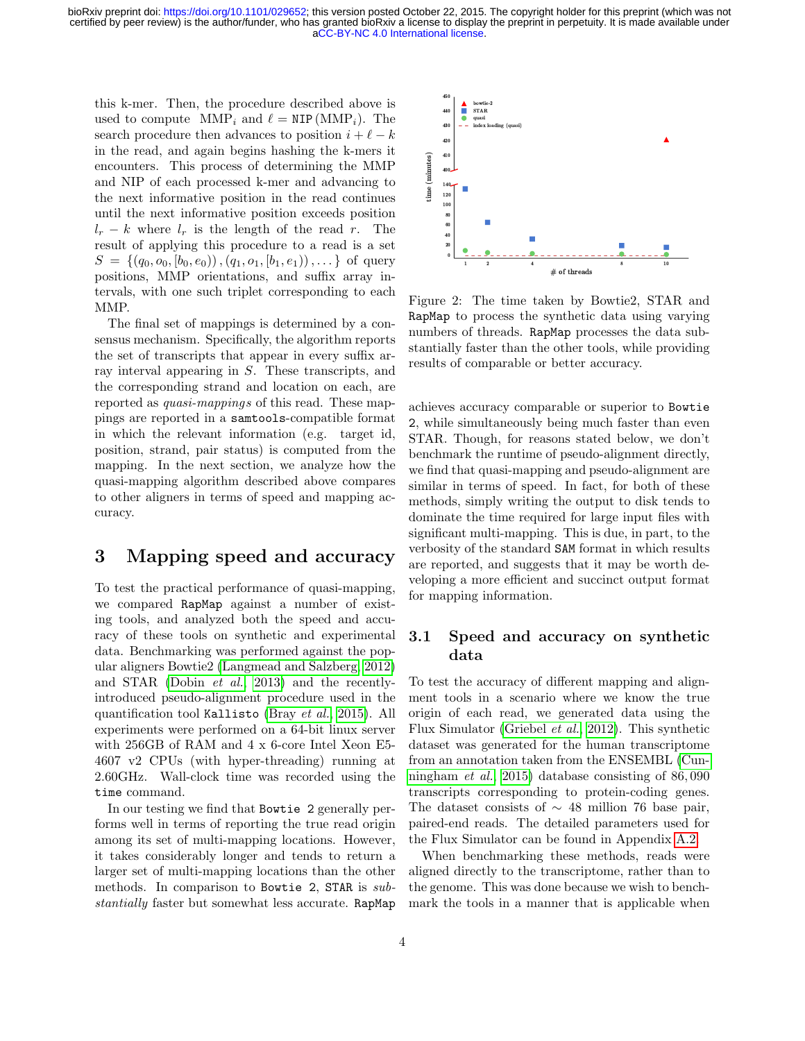this k-mer. Then, the procedure described above is used to compute $\text{MMP}_i$ and $\ell = \texttt{NIP}(\text{MMP}_i)$. The search procedure then advances to position $i + \ell - k$ in the read, and again begins hashing the k-mers it encounters. This process of determining the MMP and NIP of each processed k-mer and advancing to the next informative position in the read continues until the next informative position exceeds position $l_r - k$ where $l_r$ is the length of the read $r$. The result of applying this procedure to a read is a set $S = \{(q_0, o_0, [b_0, e_0)), (q_1, o_1, [b_1, e_1)), \ldots\}$ of query positions, MMP orientations, and suffix array intervals, with one such triplet corresponding to each MMP.

The final set of mappings is determined by a consensus mechanism. Specifically, the algorithm reports the set of transcripts that appear in every suffix array interval appearing in $S$. These transcripts, and the corresponding strand and location on each, are reported as *quasi-mappings* of this read. These mappings are reported in a `samtools`-compatible format in which the relevant information (e.g. target id, position, strand, pair status) is computed from the mapping. In the next section, we analyze how the quasi-mapping algorithm described above compares to other aligners in terms of speed and mapping accuracy.

# 3 Mapping speed and accuracy

To test the practical performance of quasi-mapping, we compared `RapMap` against a number of existing tools, and analyzed both the speed and accuracy of these tools on synthetic and experimental data. Benchmarking was performed against the popular aligners Bowtie2 (Langmead and Salzberg, 2012) and STAR (Dobin *et al.*, 2013) and the recently-introduced pseudo-alignment procedure used in the quantification tool `Kallisto` (Bray *et al.*, 2015). All experiments were performed on a 64-bit linux server with 256GB of RAM and 4 x 6-core Intel Xeon E5-4607 v2 CPUs (with hyper-threading) running at 2.60GHz. Wall-clock time was recorded using the `time` command.

In our testing we find that `Bowtie 2` generally performs well in terms of reporting the true read origin among its set of multi-mapping locations. However, it takes considerably longer and tends to return a larger set of multi-mapping locations than the other methods. In comparison to `Bowtie 2`, `STAR` is *substantially* faster but somewhat less accurate. `RapMap` achieves accuracy comparable or superior to `Bowtie 2`, while simultaneously being much faster than even STAR. Though, for reasons stated below, we don't benchmark the runtime of pseudo-alignment directly, we find that quasi-mapping and pseudo-alignment are similar in terms of speed. In fact, for both of these methods, simply writing the output to disk tends to dominate the time required for large input files with significant multi-mapping. This is due, in part, to the verbosity of the standard `SAM` format in which results are reported, and suggests that it may be worth developing a more efficient and succinct output format for mapping information.

Figure 2: The time taken by Bowtie2, STAR and `RapMap` to process the synthetic data using varying numbers of threads. `RapMap` processes the data substantially faster than the other tools, while providing results of comparable or better accuracy.

## 3.1 Speed and accuracy on synthetic data

To test the accuracy of different mapping and alignment tools in a scenario where we know the true origin of each read, we generated data using the Flux Simulator (Griebel *et al.*, 2012). This synthetic dataset was generated for the human transcriptome from an annotation taken from the ENSEMBL (Cunningham *et al.*, 2015) database consisting of 86,090 transcripts corresponding to protein-coding genes. The dataset consists of $\sim$ 48 million 76 base pair, paired-end reads. The detailed parameters used for the Flux Simulator can be found in Appendix A.2.

When benchmarking these methods, reads were aligned directly to the transcriptome, rather than to the genome. This was done because we wish to benchmark the tools in a manner that is applicable when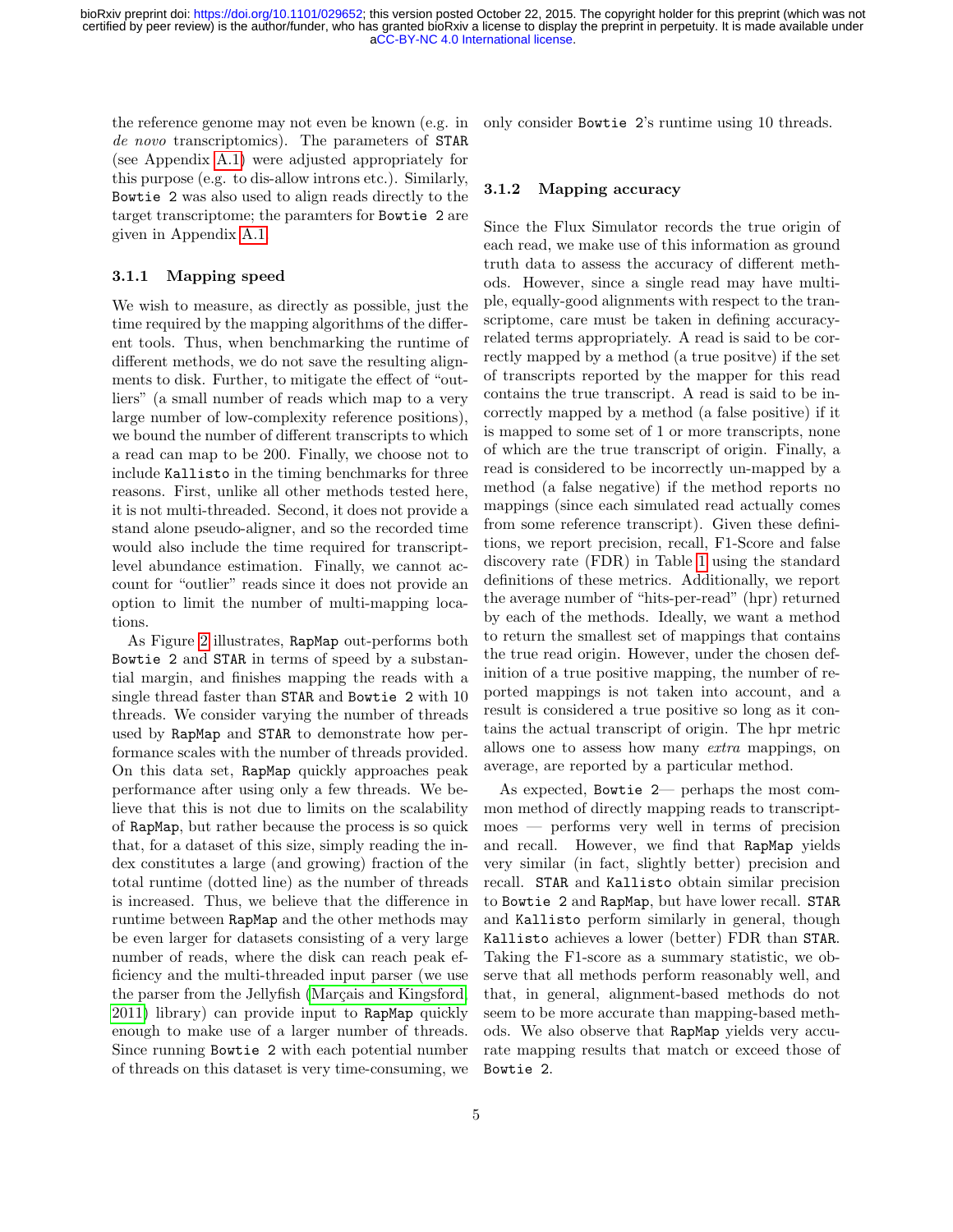the reference genome may not even be known (e.g. in *de novo* transcriptomics). The parameters of STAR (see Appendix A.1) were adjusted appropriately for this purpose (e.g. to dis-allow introns etc.). Similarly, Bowtie 2 was also used to align reads directly to the target transcriptome; the paramters for Bowtie 2 are given in Appendix A.1.

### 3.1.1 Mapping speed

We wish to measure, as directly as possible, just the time required by the mapping algorithms of the different tools. Thus, when benchmarking the runtime of different methods, we do not save the resulting alignments to disk. Further, to mitigate the effect of "outliers" (a small number of reads which map to a very large number of low-complexity reference positions), we bound the number of different transcripts to which a read can map to be 200. Finally, we choose not to include Kallisto in the timing benchmarks for three reasons. First, unlike all other methods tested here, it is not multi-threaded. Second, it does not provide a stand alone pseudo-aligner, and so the recorded time would also include the time required for transcript-level abundance estimation. Finally, we cannot account for "outlier" reads since it does not provide an option to limit the number of multi-mapping locations.

As Figure 2 illustrates, RapMap out-performs both Bowtie 2 and STAR in terms of speed by a substantial margin, and finishes mapping the reads with a single thread faster than STAR and Bowtie 2 with 10 threads. We consider varying the number of threads used by RapMap and STAR to demonstrate how performance scales with the number of threads provided. On this data set, RapMap quickly approaches peak performance after using only a few threads. We believe that this is not due to limits on the scalability of RapMap, but rather because the process is so quick that, for a dataset of this size, simply reading the index constitutes a large (and growing) fraction of the total runtime (dotted line) as the number of threads is increased. Thus, we believe that the difference in runtime between RapMap and the other methods may be even larger for datasets consisting of a very large number of reads, where the disk can reach peak efficiency and the multi-threaded input parser (we use the parser from the Jellyfish (Marçais and Kingsford, 2011) library) can provide input to RapMap quickly enough to make use of a larger number of threads. Since running Bowtie 2 with each potential number of threads on this dataset is very time-consuming, we only consider Bowtie 2's runtime using 10 threads.

### 3.1.2 Mapping accuracy

Since the Flux Simulator records the true origin of each read, we make use of this information as ground truth data to assess the accuracy of different methods. However, since a single read may have multiple, equally-good alignments with respect to the transcriptome, care must be taken in defining accuracy-related terms appropriately. A read is said to be correctly mapped by a method (a true positve) if the set of transcripts reported by the mapper for this read contains the true transcript. A read is said to be incorrectly mapped by a method (a false positive) if it is mapped to some set of 1 or more transcripts, none of which are the true transcript of origin. Finally, a read is considered to be incorrectly un-mapped by a method (a false negative) if the method reports no mappings (since each simulated read actually comes from some reference transcript). Given these definitions, we report precision, recall, F1-Score and false discovery rate (FDR) in Table 1 using the standard definitions of these metrics. Additionally, we report the average number of "hits-per-read" (hpr) returned by each of the methods. Ideally, we want a method to return the smallest set of mappings that contains the true read origin. However, under the chosen definition of a true positive mapping, the number of reported mappings is not taken into account, and a result is considered a true positive so long as it contains the actual transcript of origin. The hpr metric allows one to assess how many *extra* mappings, on average, are reported by a particular method.

As expected, Bowtie 2— perhaps the most common method of directly mapping reads to transcriptmoes — performs very well in terms of precision and recall. However, we find that RapMap yields very similar (in fact, slightly better) precision and recall. STAR and Kallisto obtain similar precision to Bowtie 2 and RapMap, but have lower recall. STAR and Kallisto perform similarly in general, though Kallisto achieves a lower (better) FDR than STAR. Taking the F1-score as a summary statistic, we observe that all methods perform reasonably well, and that, in general, alignment-based methods do not seem to be more accurate than mapping-based methods. We also observe that RapMap yields very accurate mapping results that match or exceed those of Bowtie 2.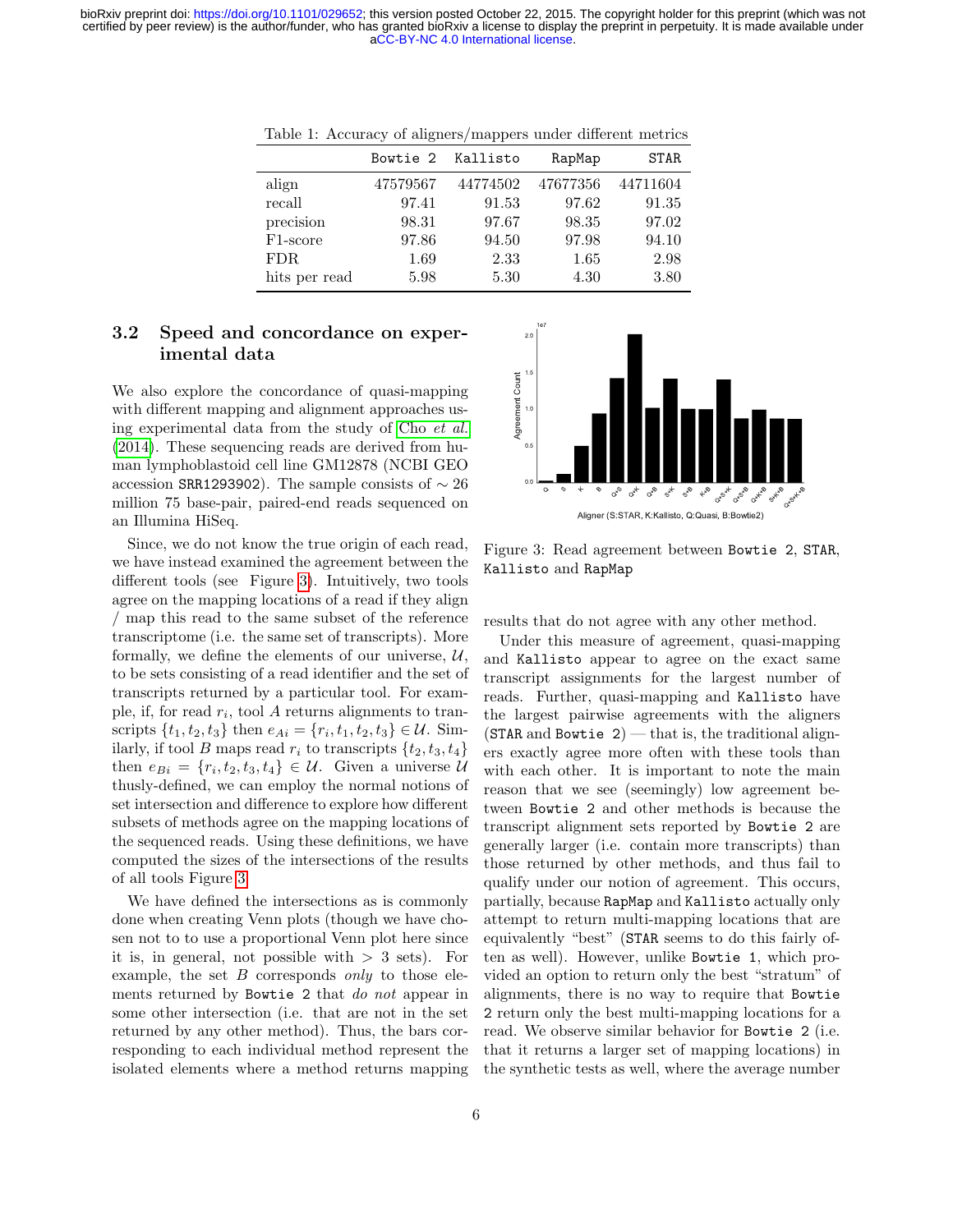Table 1: Accuracy of aligners/mappers under different metrics

| | Bowtie 2 | Kallisto | RapMap | STAR |
|---|---|---|---|---|
| align | 47579567 | 44774502 | 47677356 | 44711604 |
| recall | 97.41 | 91.53 | 97.62 | 91.35 |
| precision | 98.31 | 97.67 | 98.35 | 97.02 |
| F1-score | 97.86 | 94.50 | 97.98 | 94.10 |
| FDR | 1.69 | 2.33 | 1.65 | 2.98 |
| hits per read | 5.98 | 5.30 | 4.30 | 3.80 |

### 3.2 Speed and concordance on experimental data

We also explore the concordance of quasi-mapping with different mapping and alignment approaches using experimental data from the study of Cho *et al.* (2014). These sequencing reads are derived from human lymphoblastoid cell line GM12878 (NCBI GEO accession SRR1293902). The sample consists of $\sim 26$ million 75 base-pair, paired-end reads sequenced on an Illumina HiSeq.

Since, we do not know the true origin of each read, we have instead examined the agreement between the different tools (see Figure 3). Intuitively, two tools agree on the mapping locations of a read if they align / map this read to the same subset of the reference transcriptome (i.e. the same set of transcripts). More formally, we define the elements of our universe, $\mathcal{U}$, to be sets consisting of a read identifier and the set of transcripts returned by a particular tool. For example, if, for read $r_i$, tool $A$ returns alignments to transcripts $\{t_1, t_2, t_3\}$ then $e_{Ai} = \{r_i, t_1, t_2, t_3\} \in \mathcal{U}$. Similarly, if tool $B$ maps read $r_i$ to transcripts $\{t_2, t_3, t_4\}$ then $e_{Bi} = \{r_i, t_2, t_3, t_4\} \in \mathcal{U}$. Given a universe $\mathcal{U}$ thusly-defined, we can employ the normal notions of set intersection and difference to explore how different subsets of methods agree on the mapping locations of the sequenced reads. Using these definitions, we have computed the sizes of the intersections of the results of all tools Figure 3.

We have defined the intersections as is commonly done when creating Venn plots (though we have chosen not to to use a proportional Venn plot here since it is, in general, not possible with $> 3$ sets). For example, the set $B$ corresponds *only* to those elements returned by Bowtie 2 that *do not* appear in some other intersection (i.e. that are not in the set returned by any other method). Thus, the bars corresponding to each individual method represent the isolated elements where a method returns mapping results that do not agree with any other method.

Figure 3: Read agreement between Bowtie 2, STAR, Kallisto and RapMap

Under this measure of agreement, quasi-mapping and Kallisto appear to agree on the exact same transcript assignments for the largest number of reads. Further, quasi-mapping and Kallisto have the largest pairwise agreements with the aligners (STAR and Bowtie 2) — that is, the traditional aligners exactly agree more often with these tools than with each other. It is important to note the main reason that we see (seemingly) low agreement between Bowtie 2 and other methods is because the transcript alignment sets reported by Bowtie 2 are generally larger (i.e. contain more transcripts) than those returned by other methods, and thus fail to qualify under our notion of agreement. This occurs, partially, because RapMap and Kallisto actually only attempt to return multi-mapping locations that are equivalently "best" (STAR seems to do this fairly often as well). However, unlike Bowtie 1, which provided an option to return only the best "stratum" of alignments, there is no way to require that Bowtie 2 return only the best multi-mapping locations for a read. We observe similar behavior for Bowtie 2 (i.e. that it returns a larger set of mapping locations) in the synthetic tests as well, where the average number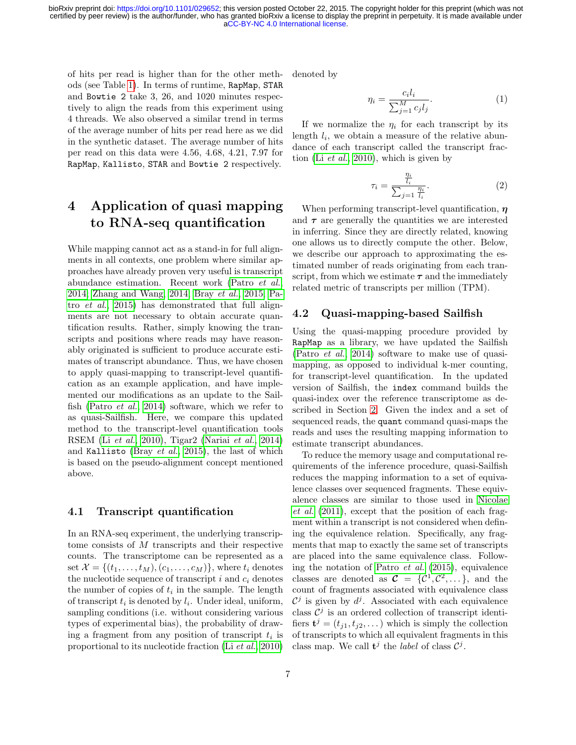of hits per read is higher than for the other methods (see Table 1). In terms of runtime, `RapMap`, `STAR` and `Bowtie 2` take 3, 26, and 1020 minutes respectively to align the reads from this experiment using 4 threads. We also observed a similar trend in terms of the average number of hits per read here as we did in the synthetic dataset. The average number of hits per read on this data were 4.56, 4.68, 4.21, 7.97 for `RapMap`, `Kallisto`, `STAR` and `Bowtie 2` respectively.

# 4 Application of quasi mapping to RNA-seq quantification

While mapping cannot act as a stand-in for full alignments in all contexts, one problem where similar approaches have already proven very useful is transcript abundance estimation. Recent work (Patro *et al.* 2014; Zhang and Wang, 2014; Bray *et al.* 2015; Patro *et al.* 2015) has demonstrated that full alignments are not necessary to obtain accurate quantification results. Rather, simply knowing the transcripts and positions where reads may have reasonably originated is sufficient to produce accurate estimates of transcript abundance. Thus, we have chosen to apply quasi-mapping to transcript-level quantification as an example application, and have implemented our modifications as an update to the Sailfish (Patro *et al.* 2014) software, which we refer to as quasi-Sailfish. Here, we compare this updated method to the transcript-level quantification tools RSEM (Li *et al.* 2010), Tigar2 (Nariai *et al.* 2014) and `Kallisto` (Bray *et al.* 2015), the last of which is based on the pseudo-alignment concept mentioned above.

## 4.1 Transcript quantification

In an RNA-seq experiment, the underlying transcriptome consists of $M$ transcripts and their respective counts. The transcriptome can be represented as a set $\mathcal{X} = \{(t_1, \ldots, t_M), (c_1, \ldots, c_M)\}$, where $t_i$ denotes the nucleotide sequence of transcript $i$ and $c_i$ denotes the number of copies of $t_i$ in the sample. The length of transcript $t_i$ is denoted by $l_i$. Under ideal, uniform, sampling conditions (i.e. without considering various types of experimental bias), the probability of drawing a fragment from any position of transcript $t_i$ is proportional to its nucleotide fraction (Li *et al.* 2010) denoted by

$$\eta_i = \frac{c_i l_i}{\sum_{j=1}^{M} c_j l_j}. \tag{1}$$

If we normalize the $\eta_i$ for each transcript by its length $l_i$, we obtain a measure of the relative abundance of each transcript called the transcript fraction (Li *et al.* 2010), which is given by

$$\tau_i = \frac{\frac{\eta_i}{l_i}}{\sum_{j=1} \frac{\eta_i}{l_i}}. \tag{2}$$

When performing transcript-level quantification, $\boldsymbol{\eta}$ and $\boldsymbol{\tau}$ are generally the quantities we are interested in inferring. Since they are directly related, knowing one allows us to directly compute the other. Below, we describe our approach to approximating the estimated number of reads originating from each transcript, from which we estimate $\boldsymbol{\tau}$ and the immediately related metric of transcripts per million (TPM).

## 4.2 Quasi-mapping-based Sailfish

Using the quasi-mapping procedure provided by `RapMap` as a library, we have updated the Sailfish (Patro *et al.* 2014) software to make use of quasi-mapping, as opposed to individual k-mer counting, for transcript-level quantification. In the updated version of Sailfish, the `index` command builds the quasi-index over the reference transcriptome as described in Section 2. Given the index and a set of sequenced reads, the `quant` command quasi-maps the reads and uses the resulting mapping information to estimate transcript abundances.

To reduce the memory usage and computational requirements of the inference procedure, quasi-Sailfish reduces the mapping information to a set of equivalence classes over sequenced fragments. These equivalence classes are similar to those used in Nicolae *et al.* (2011), except that the position of each fragment within a transcript is not considered when defining the equivalence relation. Specifically, any fragments that map to exactly the same set of transcripts are placed into the same equivalence class. Following the notation of Patro *et al.* (2015), equivalence classes are denoted as $\boldsymbol{\mathcal{C}} = \{\mathcal{C}^1, \mathcal{C}^2, \ldots\}$, and the count of fragments associated with equivalence class $\mathcal{C}^j$ is given by $d^j$. Associated with each equivalence class $\mathcal{C}^j$ is an ordered collection of transcript identifiers $\mathbf{t}^j = (t_{j1}, t_{j2}, \ldots)$ which is simply the collection of transcripts to which all equivalent fragments in this class map. We call $\mathbf{t}^j$ the *label* of class $\mathcal{C}^j$.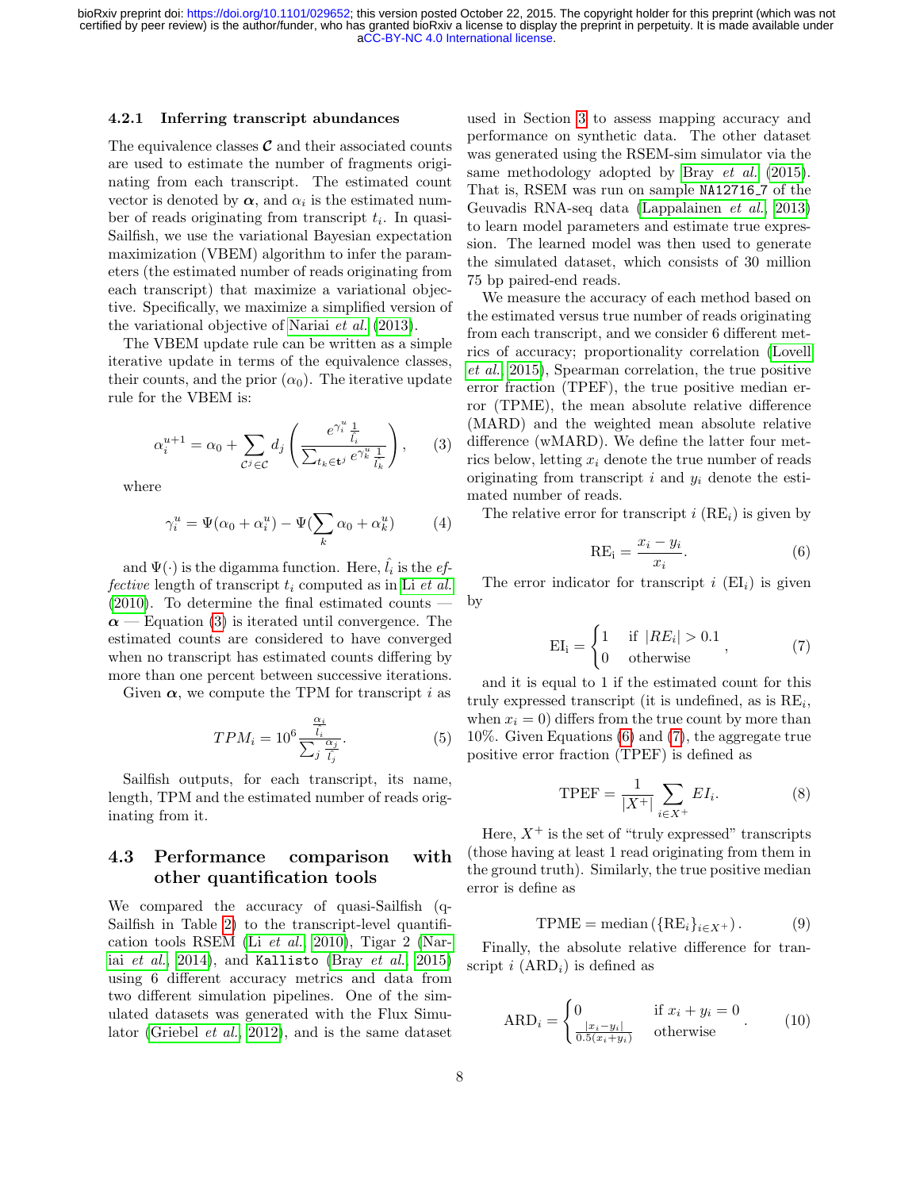#### 4.2.1 Inferring transcript abundances

The equivalence classes $\mathcal{C}$ and their associated counts are used to estimate the number of fragments originating from each transcript. The estimated count vector is denoted by $\boldsymbol{\alpha}$, and $\alpha_i$ is the estimated number of reads originating from transcript $t_i$. In quasi-Sailfish, we use the variational Bayesian expectation maximization (VBEM) algorithm to infer the parameters (the estimated number of reads originating from each transcript) that maximize a variational objective. Specifically, we maximize a simplified version of the variational objective of Nariai *et al.* (2013).

The VBEM update rule can be written as a simple iterative update in terms of the equivalence classes, their counts, and the prior ($\alpha_0$). The iterative update rule for the VBEM is:

$$\alpha_i^{u+1} = \alpha_0 + \sum_{\mathcal{C}^j \in \mathcal{C}} d_j \left( \frac{e^{\gamma_i^u} \frac{1}{\hat{l}_i}}{\sum_{t_k \in \mathbf{t}^j} e^{\gamma_k^u} \frac{1}{\hat{l}_k}} \right), \tag{3}$$

where

$$\gamma_i^u = \Psi(\alpha_0 + \alpha_i^u) - \Psi(\sum_k \alpha_0 + \alpha_k^u) \tag{4}$$

and $\Psi(\cdot)$ is the digamma function. Here, $\hat{l}_i$ is the *effective* length of transcript $t_i$ computed as in Li *et al.* (2010). To determine the final estimated counts — $\boldsymbol{\alpha}$ — Equation (3) is iterated until convergence. The estimated counts are considered to have converged when no transcript has estimated counts differing by more than one percent between successive iterations.

Given $\boldsymbol{\alpha}$, we compute the TPM for transcript $i$ as

$$TPM_i = 10^6 \frac{\frac{\alpha_i}{\hat{l}_i}}{\sum_j \frac{\alpha_j}{\hat{l}_j}}. \tag{5}$$

Sailfish outputs, for each transcript, its name, length, TPM and the estimated number of reads originating from it.

### 4.3 Performance comparison with other quantification tools

We compared the accuracy of quasi-Sailfish (q-Sailfish in Table 2) to the transcript-level quantification tools RSEM (Li *et al.* 2010), Tigar 2 (Nariai *et al.* 2014), and `Kallisto` (Bray *et al.* 2015) using 6 different accuracy metrics and data from two different simulation pipelines. One of the simulated datasets was generated with the Flux Simulator (Griebel *et al.* 2012), and is the same dataset used in Section 3 to assess mapping accuracy and performance on synthetic data. The other dataset was generated using the RSEM-sim simulator via the same methodology adopted by Bray *et al.* (2015). That is, RSEM was run on sample `NA12716_7` of the Geuvadis RNA-seq data (Lappalainen *et al.* 2013) to learn model parameters and estimate true expression. The learned model was then used to generate the simulated dataset, which consists of 30 million 75 bp paired-end reads.

We measure the accuracy of each method based on the estimated versus true number of reads originating from each transcript, and we consider 6 different metrics of accuracy; proportionality correlation (Lovell *et al.* 2015), Spearman correlation, the true positive error fraction (TPEF), the true positive median error (TPME), the mean absolute relative difference (MARD) and the weighted mean absolute relative difference (wMARD). We define the latter four metrics below, letting $x_i$ denote the true number of reads originating from transcript $i$ and $y_i$ denote the estimated number of reads.

The relative error for transcript $i$ ($\mathrm{RE}_i$) is given by

$$\mathrm{RE_i} = \frac{x_i - y_i}{x_i}. \tag{6}$$

The error indicator for transcript $i$ ($\mathrm{EI}_i$) is given by

$$\mathrm{EI_i} = \begin{cases} 1 & \text{if } |RE_i| > 0.1 \\ 0 & \text{otherwise} \end{cases}, \tag{7}$$

and it is equal to 1 if the estimated count for this truly expressed transcript (it is undefined, as is $\mathrm{RE}_i$, when $x_i = 0$) differs from the true count by more than 10%. Given Equations (6) and (7), the aggregate true positive error fraction (TPEF) is defined as

$$\mathrm{TPEF} = \frac{1}{|X^+|} \sum_{i \in X^+} EI_i. \tag{8}$$

Here, $X^+$ is the set of "truly expressed" transcripts (those having at least 1 read originating from them in the ground truth). Similarly, the true positive median error is define as

$$\mathrm{TPME} = \mathrm{median}\left(\{\mathrm{RE}_i\}_{i \in X^+}\right). \tag{9}$$

Finally, the absolute relative difference for transcript $i$ ($\mathrm{ARD}_i$) is defined as

$$\mathrm{ARD}_i = \begin{cases} 0 & \text{if } x_i + y_i = 0 \\ \frac{|x_i - y_i|}{0.5(x_i + y_i)} & \text{otherwise} \end{cases}. \tag{10}$$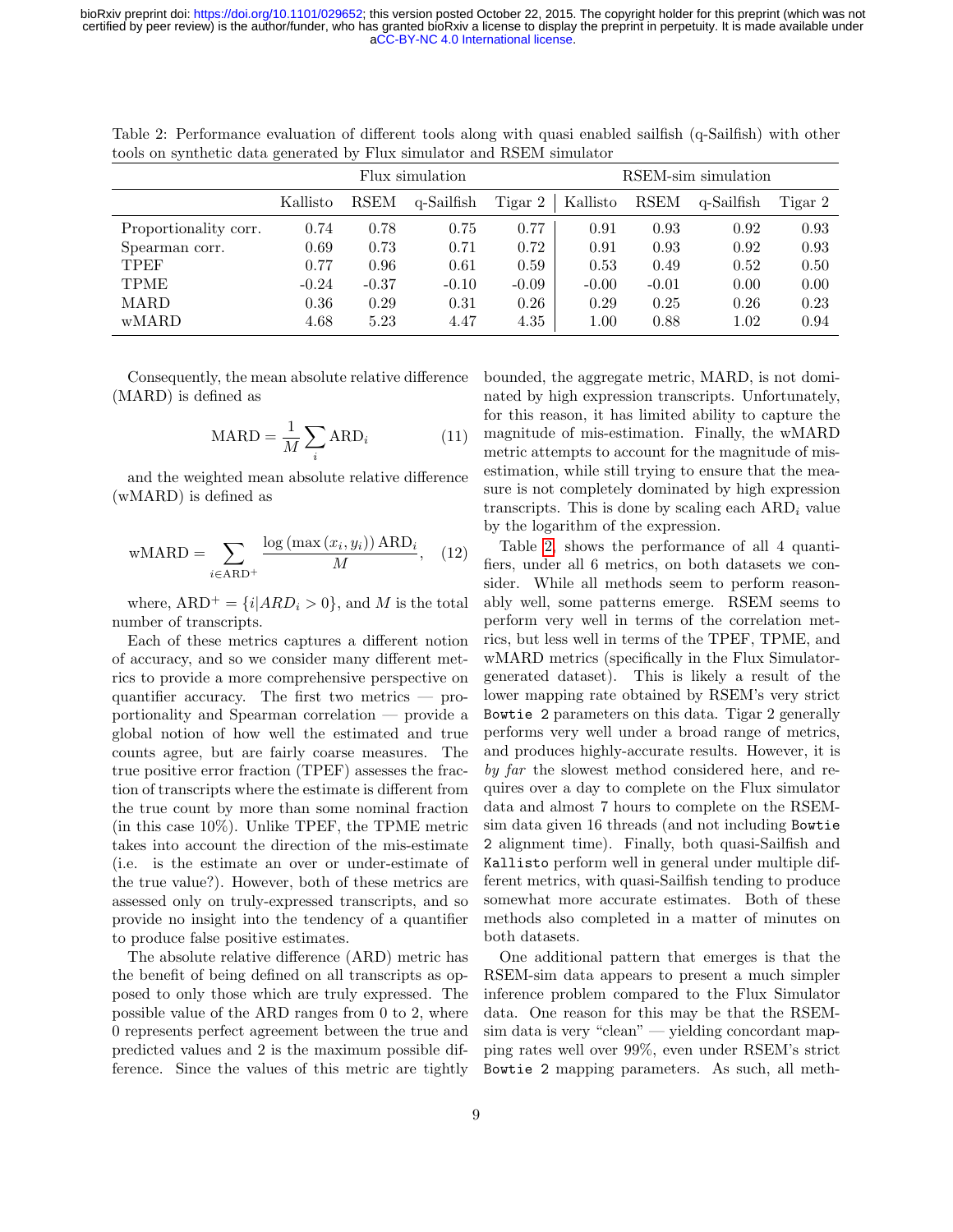Table 2: Performance evaluation of different tools along with quasi enabled sailfish (q-Sailfish) with other tools on synthetic data generated by Flux simulator and RSEM simulator

| | Flux simulation | | | | RSEM-sim simulation | | | |
|---|---|---|---|---|---|---|---|---|
| | Kallisto | RSEM | q-Sailfish | Tigar 2 | Kallisto | RSEM | q-Sailfish | Tigar 2 |
| Proportionality corr. | 0.74 | 0.78 | 0.75 | 0.77 | 0.91 | 0.93 | 0.92 | 0.93 |
| Spearman corr. | 0.69 | 0.73 | 0.71 | 0.72 | 0.91 | 0.93 | 0.92 | 0.93 |
| TPEF | 0.77 | 0.96 | 0.61 | 0.59 | 0.53 | 0.49 | 0.52 | 0.50 |
| TPME | -0.24 | -0.37 | -0.10 | -0.09 | -0.00 | -0.01 | 0.00 | 0.00 |
| MARD | 0.36 | 0.29 | 0.31 | 0.26 | 0.29 | 0.25 | 0.26 | 0.23 |
| wMARD | 4.68 | 5.23 | 4.47 | 4.35 | 1.00 | 0.88 | 1.02 | 0.94 |

Consequently, the mean absolute relative difference (MARD) is defined as

$$\text{MARD} = \frac{1}{M}\sum_{i} \text{ARD}_i \tag{11}$$

and the weighted mean absolute relative difference (wMARD) is defined as

$$\text{wMARD} = \sum_{i \in \text{ARD}^+} \frac{\log\left(\max\left(x_i, y_i\right)\right) \text{ARD}_i}{M}, \tag{12}$$

where, $\text{ARD}^+ = \{i | ARD_i > 0\}$, and $M$ is the total number of transcripts.

Each of these metrics captures a different notion of accuracy, and so we consider many different metrics to provide a more comprehensive perspective on quantifier accuracy. The first two metrics — proportionality and Spearman correlation — provide a global notion of how well the estimated and true counts agree, but are fairly coarse measures. The true positive error fraction (TPEF) assesses the fraction of transcripts where the estimate is different from the true count by more than some nominal fraction (in this case 10%). Unlike TPEF, the TPME metric takes into account the direction of the mis-estimate (i.e. is the estimate an over or under-estimate of the true value?). However, both of these metrics are assessed only on truly-expressed transcripts, and so provide no insight into the tendency of a quantifier to produce false positive estimates.

The absolute relative difference (ARD) metric has the benefit of being defined on all transcripts as opposed to only those which are truly expressed. The possible value of the ARD ranges from 0 to 2, where 0 represents perfect agreement between the true and predicted values and 2 is the maximum possible difference. Since the values of this metric are tightly bounded, the aggregate metric, MARD, is not dominated by high expression transcripts. Unfortunately, for this reason, it has limited ability to capture the magnitude of mis-estimation. Finally, the wMARD metric attempts to account for the magnitude of mis-estimation, while still trying to ensure that the measure is not completely dominated by high expression transcripts. This is done by scaling each $\text{ARD}_i$ value by the logarithm of the expression.

Table 2, shows the performance of all 4 quantifiers, under all 6 metrics, on both datasets we consider. While all methods seem to perform reasonably well, some patterns emerge. RSEM seems to perform very well in terms of the correlation metrics, but less well in terms of the TPEF, TPME, and wMARD metrics (specifically in the Flux Simulator-generated dataset). This is likely a result of the lower mapping rate obtained by RSEM's very strict `Bowtie 2` parameters on this data. Tigar 2 generally performs very well under a broad range of metrics, and produces highly-accurate results. However, it is *by far* the slowest method considered here, and requires over a day to complete on the Flux simulator data and almost 7 hours to complete on the RSEM-sim data given 16 threads (and not including `Bowtie 2` alignment time). Finally, both quasi-Sailfish and `Kallisto` perform well in general under multiple different metrics, with quasi-Sailfish tending to produce somewhat more accurate estimates. Both of these methods also completed in a matter of minutes on both datasets.

One additional pattern that emerges is that the RSEM-sim data appears to present a much simpler inference problem compared to the Flux Simulator data. One reason for this may be that the RSEM-sim data is very "clean" — yielding concordant mapping rates well over 99%, even under RSEM's strict `Bowtie 2` mapping parameters. As such, all meth-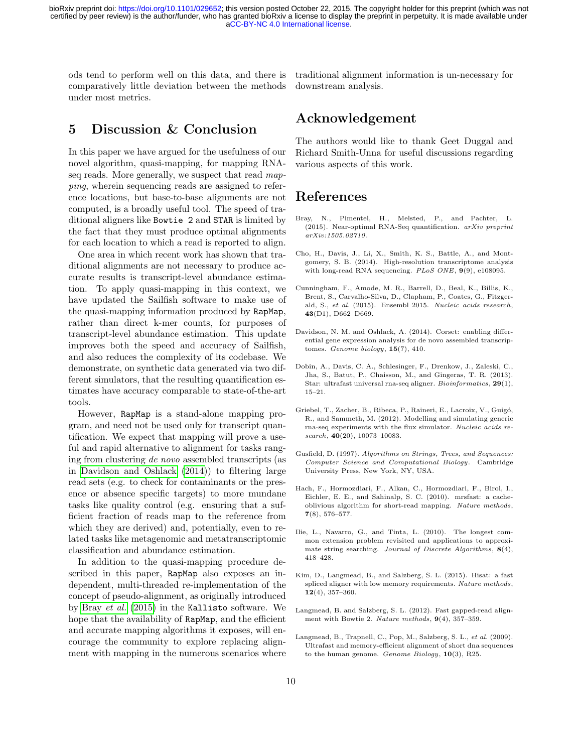ods tend to perform well on this data, and there is comparatively little deviation between the methods under most metrics.

## 5 Discussion & Conclusion

In this paper we have argued for the usefulness of our novel algorithm, quasi-mapping, for mapping RNA-seq reads. More generally, we suspect that read *mapping*, wherein sequencing reads are assigned to reference locations, but base-to-base alignments are not computed, is a broadly useful tool. The speed of traditional aligners like `Bowtie 2` and `STAR` is limited by the fact that they must produce optimal alignments for each location to which a read is reported to align.

One area in which recent work has shown that traditional alignments are not necessary to produce accurate results is transcript-level abundance estimation. To apply quasi-mapping in this context, we have updated the Sailfish software to make use of the quasi-mapping information produced by `RapMap`, rather than direct k-mer counts, for purposes of transcript-level abundance estimation. This update improves both the speed and accuracy of Sailfish, and also reduces the complexity of its codebase. We demonstrate, on synthetic data generated via two different simulators, that the resulting quantification estimates have accuracy comparable to state-of-the-art tools.

However, `RapMap` is a stand-alone mapping program, and need not be used only for transcript quantification. We expect that mapping will prove a useful and rapid alternative to alignment for tasks ranging from clustering *de novo* assembled transcripts (as in Davidson and Oshlack (2014)) to filtering large read sets (e.g. to check for contaminants or the presence or absence specific targets) to more mundane tasks like quality control (e.g. ensuring that a sufficient fraction of reads map to the reference from which they are derived) and, potentially, even to related tasks like metagenomic and metatranscriptomic classification and abundance estimation.

In addition to the quasi-mapping procedure described in this paper, `RapMap` also exposes an independent, multi-threaded re-implementation of the concept of pseudo-alignment, as originally introduced by Bray *et al.* (2015) in the `Kallisto` software. We hope that the availability of `RapMap`, and the efficient and accurate mapping algorithms it exposes, will encourage the community to explore replacing alignment with mapping in the numerous scenarios where traditional alignment information is un-necessary for downstream analysis.

## Acknowledgement

The authors would like to thank Geet Duggal and Richard Smith-Unna for useful discussions regarding various aspects of this work.

## References

Bray, N., Pimentel, H., Melsted, P., and Pachter, L. (2015). Near-optimal RNA-Seq quantification. *arXiv preprint arXiv:1505.02710*.

Cho, H., Davis, J., Li, X., Smith, K. S., Battle, A., and Montgomery, S. B. (2014). High-resolution transcriptome analysis with long-read RNA sequencing. *PLoS ONE*, **9**(9), e108095.

Cunningham, F., Amode, M. R., Barrell, D., Beal, K., Billis, K., Brent, S., Carvalho-Silva, D., Clapham, P., Coates, G., Fitzgerald, S., *et al.* (2015). Ensembl 2015. *Nucleic acids research*, **43**(D1), D662–D669.

Davidson, N. M. and Oshlack, A. (2014). Corset: enabling differential gene expression analysis for de novo assembled transcriptomes. *Genome biology*, **15**(7), 410.

Dobin, A., Davis, C. A., Schlesinger, F., Drenkow, J., Zaleski, C., Jha, S., Batut, P., Chaisson, M., and Gingeras, T. R. (2013). Star: ultrafast universal rna-seq aligner. *Bioinformatics*, **29**(1), 15–21.

Griebel, T., Zacher, B., Ribeca, P., Raineri, E., Lacroix, V., Guigó, R., and Sammeth, M. (2012). Modelling and simulating generic rna-seq experiments with the flux simulator. *Nucleic acids research*, **40**(20), 10073–10083.

Gusfield, D. (1997). *Algorithms on Strings, Trees, and Sequences: Computer Science and Computational Biology*. Cambridge University Press, New York, NY, USA.

Hach, F., Hormozdiari, F., Alkan, C., Hormozdiari, F., Birol, I., Eichler, E. E., and Sahinalp, S. C. (2010). mrsfast: a cache-oblivious algorithm for short-read mapping. *Nature methods*, **7**(8), 576–577.

Ilie, L., Navarro, G., and Tinta, L. (2010). The longest common extension problem revisited and applications to approximate string searching. *Journal of Discrete Algorithms*, **8**(4), 418–428.

Kim, D., Langmead, B., and Salzberg, S. L. (2015). Hisat: a fast spliced aligner with low memory requirements. *Nature methods*, **12**(4), 357–360.

Langmead, B. and Salzberg, S. L. (2012). Fast gapped-read alignment with Bowtie 2. *Nature methods*, **9**(4), 357–359.

Langmead, B., Trapnell, C., Pop, M., Salzberg, S. L., *et al.* (2009). Ultrafast and memory-efficient alignment of short dna sequences to the human genome. *Genome Biology*, **10**(3), R25.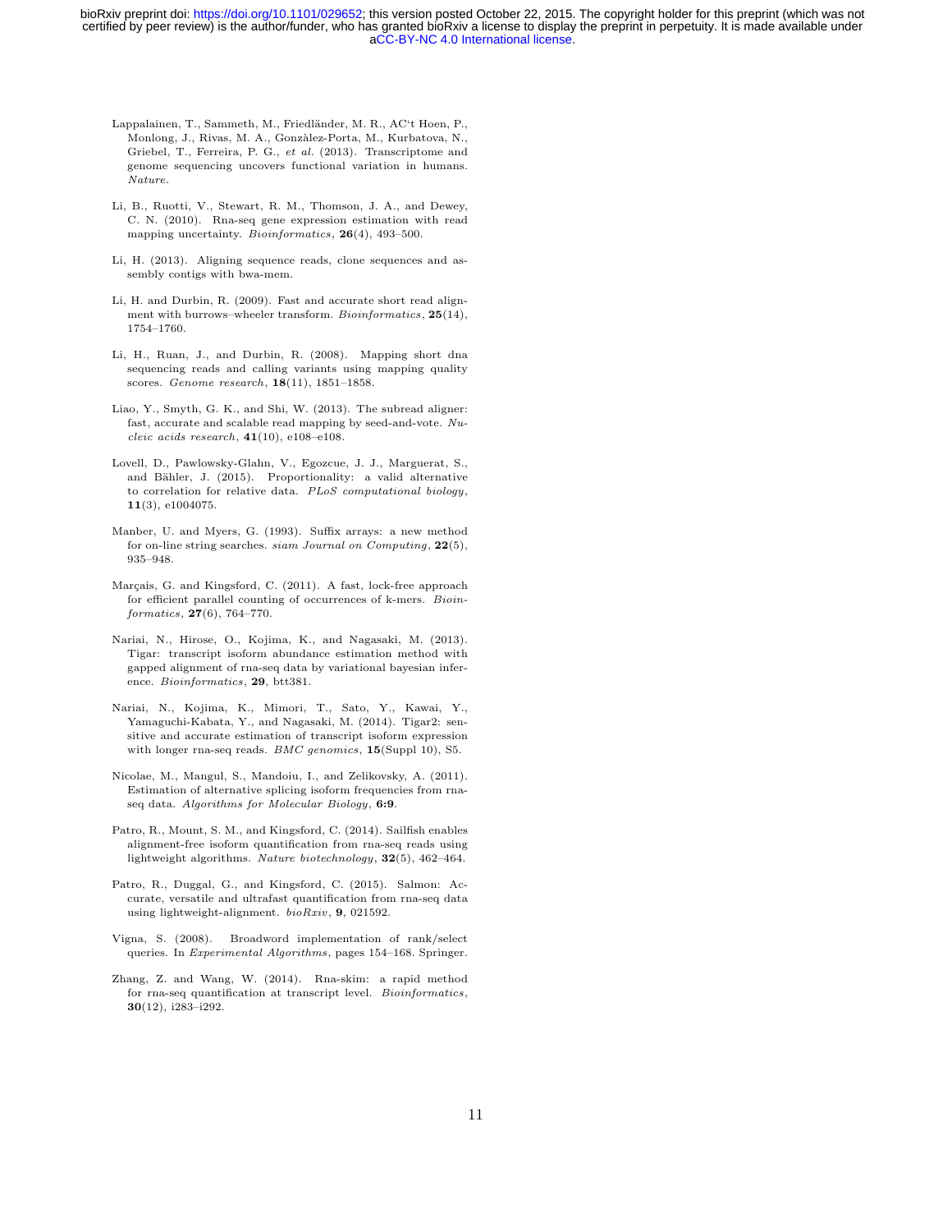Lappalainen, T., Sammeth, M., Friedländer, M. R., AC't Hoen, P., Monlong, J., Rivas, M. A., Gonzàlez-Porta, M., Kurbatova, N., Griebel, T., Ferreira, P. G., *et al.* (2013). Transcriptome and genome sequencing uncovers functional variation in humans. *Nature*.

Li, B., Ruotti, V., Stewart, R. M., Thomson, J. A., and Dewey, C. N. (2010). Rna-seq gene expression estimation with read mapping uncertainty. *Bioinformatics*, **26**(4), 493–500.

Li, H. (2013). Aligning sequence reads, clone sequences and assembly contigs with bwa-mem.

Li, H. and Durbin, R. (2009). Fast and accurate short read alignment with burrows–wheeler transform. *Bioinformatics*, **25**(14), 1754–1760.

Li, H., Ruan, J., and Durbin, R. (2008). Mapping short dna sequencing reads and calling variants using mapping quality scores. *Genome research*, **18**(11), 1851–1858.

Liao, Y., Smyth, G. K., and Shi, W. (2013). The subread aligner: fast, accurate and scalable read mapping by seed-and-vote. *Nucleic acids research*, **41**(10), e108–e108.

Lovell, D., Pawlowsky-Glahn, V., Egozcue, J. J., Marguerat, S., and Bähler, J. (2015). Proportionality: a valid alternative to correlation for relative data. *PLoS computational biology*, **11**(3), e1004075.

Manber, U. and Myers, G. (1993). Suffix arrays: a new method for on-line string searches. *siam Journal on Computing*, **22**(5), 935–948.

Marçais, G. and Kingsford, C. (2011). A fast, lock-free approach for efficient parallel counting of occurrences of k-mers. *Bioinformatics*, **27**(6), 764–770.

Nariai, N., Hirose, O., Kojima, K., and Nagasaki, M. (2013). Tigar: transcript isoform abundance estimation method with gapped alignment of rna-seq data by variational bayesian inference. *Bioinformatics*, **29**, btt381.

Nariai, N., Kojima, K., Mimori, T., Sato, Y., Kawai, Y., Yamaguchi-Kabata, Y., and Nagasaki, M. (2014). Tigar2: sensitive and accurate estimation of transcript isoform expression with longer rna-seq reads. *BMC genomics*, **15**(Suppl 10), S5.

Nicolae, M., Mangul, S., Mandoiu, I., and Zelikovsky, A. (2011). Estimation of alternative splicing isoform frequencies from rna-seq data. *Algorithms for Molecular Biology*, **6:9**.

Patro, R., Mount, S. M., and Kingsford, C. (2014). Sailfish enables alignment-free isoform quantification from rna-seq reads using lightweight algorithms. *Nature biotechnology*, **32**(5), 462–464.

Patro, R., Duggal, G., and Kingsford, C. (2015). Salmon: Accurate, versatile and ultrafast quantification from rna-seq data using lightweight-alignment. *bioRxiv*, **9**, 021592.

Vigna, S. (2008). Broadword implementation of rank/select queries. In *Experimental Algorithms*, pages 154–168. Springer.

Zhang, Z. and Wang, W. (2014). Rna-skim: a rapid method for rna-seq quantification at transcript level. *Bioinformatics*, **30**(12), i283–i292.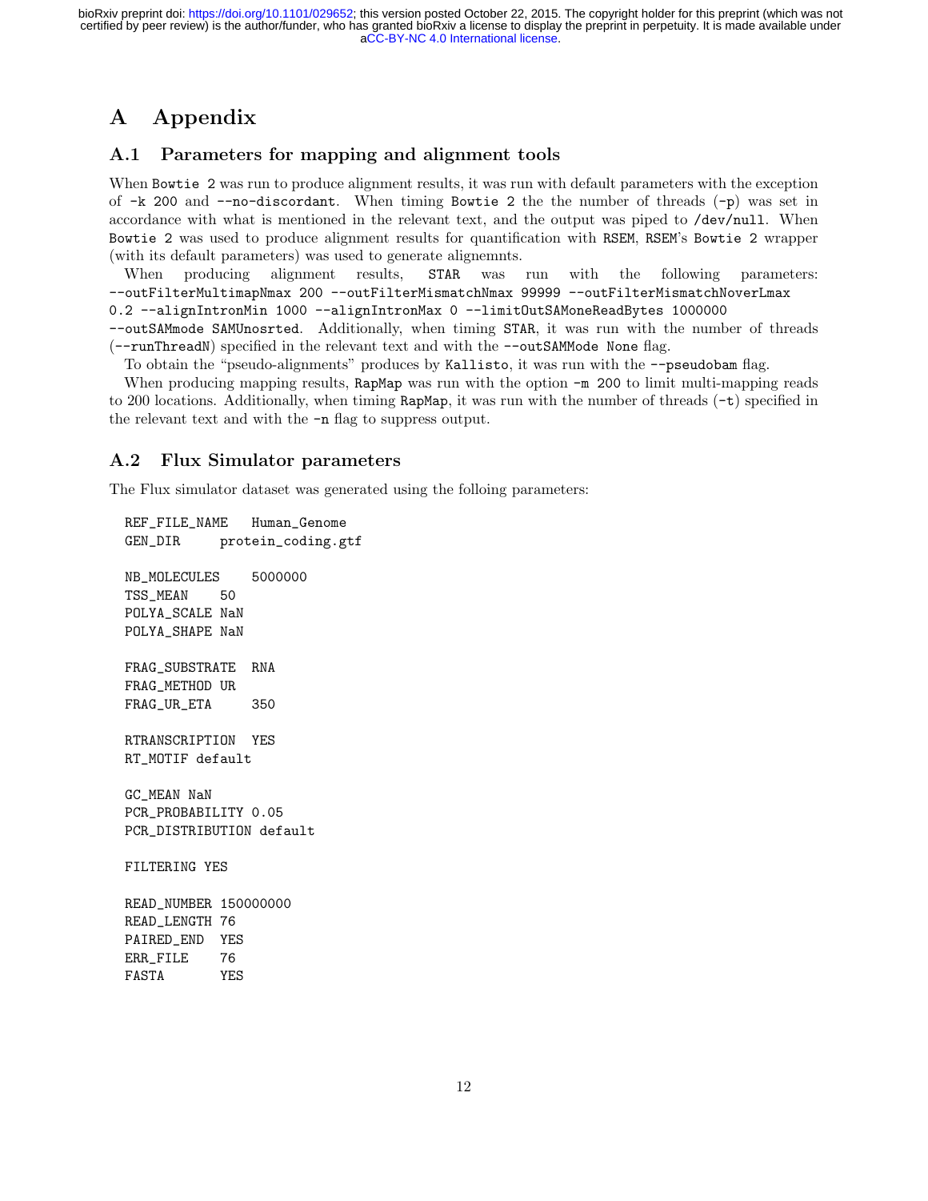# A Appendix

## A.1 Parameters for mapping and alignment tools

When `Bowtie 2` was run to produce alignment results, it was run with default parameters with the exception of `-k 200` and `--no-discordant`. When timing `Bowtie 2` the the number of threads (`-p`) was set in accordance with what is mentioned in the relevant text, and the output was piped to `/dev/null`. When `Bowtie 2` was used to produce alignment results for quantification with `RSEM`, `RSEM`'s `Bowtie 2` wrapper (with its default parameters) was used to generate alignemnts.

When producing alignment results, `STAR` was run with the following parameters: `--outFilterMultimapNmax 200 --outFilterMismatchNmax 99999 --outFilterMismatchNoverLmax 0.2 --alignIntronMin 1000 --alignIntronMax 0 --limitOutSAMoneReadBytes 1000000 --outSAMmode SAMUnosrted`. Additionally, when timing `STAR`, it was run with the number of threads (`--runThreadN`) specified in the relevant text and with the `--outSAMMode None` flag.

To obtain the "pseudo-alignments" produces by `Kallisto`, it was run with the `--pseudobam` flag.

When producing mapping results, `RapMap` was run with the option `-m 200` to limit multi-mapping reads to 200 locations. Additionally, when timing `RapMap`, it was run with the number of threads (`-t`) specified in the relevant text and with the `-n` flag to suppress output.

## A.2 Flux Simulator parameters

The Flux simulator dataset was generated using the folloing parameters:

```
REF_FILE_NAME   Human_Genome
GEN_DIR     protein_coding.gtf

NB_MOLECULES    5000000
TSS_MEAN    50
POLYA_SCALE NaN
POLYA_SHAPE NaN

FRAG_SUBSTRATE  RNA
FRAG_METHOD UR
FRAG_UR_ETA     350

RTRANSCRIPTION  YES
RT_MOTIF default

GC_MEAN NaN
PCR_PROBABILITY 0.05
PCR_DISTRIBUTION default

FILTERING YES

READ_NUMBER 150000000
READ_LENGTH 76
PAIRED_END  YES
ERR_FILE    76
FASTA       YES
```